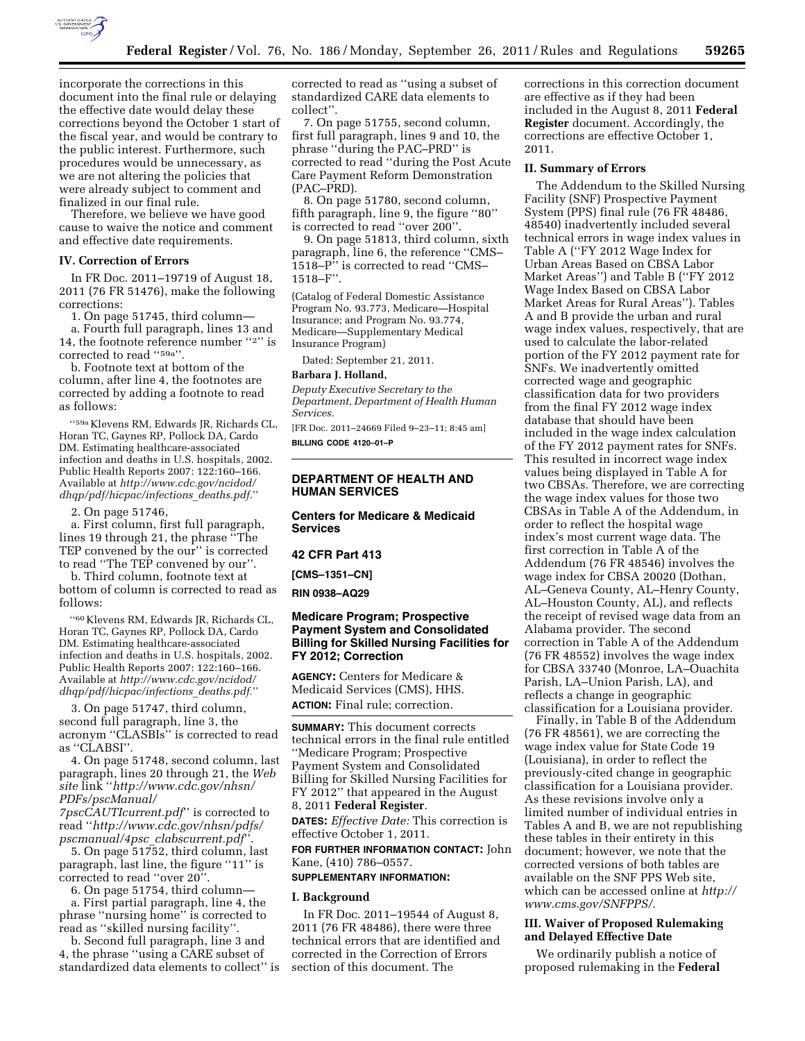incorporate the corrections in this document into the final rule or delaying the effective date would delay these corrections beyond the October 1 start of the fiscal year, and would be contrary to the public interest. Furthermore, such procedures would be unnecessary, as we are not altering the policies that were already subject to comment and finalized in our final rule.

Therefore, we believe we have good cause to waive the notice and comment and effective date requirements.

## IV. Correction of Errors

In FR Doc. 2011–19719 of August 18, 2011 (76 FR 51476), make the following corrections:

1. On page 51745, third column—

a. Fourth full paragraph, lines 13 and 14, the footnote reference number "[2]" is corrected to read "[59a]".

b. Footnote text at bottom of the column, after line 4, the footnotes are corrected by adding a footnote to read as follows:

"[59a] Klevens RM, Edwards JR, Richards CL, Horan TC, Gaynes RP, Pollock DA, Cardo DM. Estimating healthcare-associated infection and deaths in U.S. hospitals, 2002. Public Health Reports 2007: 122:160–166. Available at *http://www.cdc.gov/ncidod/dhqp/pdf/hicpac/infections_deaths.pdf.*"

2. On page 51746,

a. First column, first full paragraph, lines 19 through 21, the phrase "The TEP convened by the our" is corrected to read "The TEP convened by our".

b. Third column, footnote text at bottom of column is corrected to read as follows:

"[60] Klevens RM, Edwards JR, Richards CL, Horan TC, Gaynes RP, Pollock DA, Cardo DM. Estimating healthcare-associated infection and deaths in U.S. hospitals, 2002. Public Health Reports 2007: 122:160–166. Available at *http://www.cdc.gov/ncidod/dhqp/pdf/hicpac/infections_deaths.pdf.*"

3. On page 51747, third column, second full paragraph, line 3, the acronym "CLASBIs" is corrected to read as "CLABSI".

4. On page 51748, second column, last paragraph, lines 20 through 21, the *Web site* link "*http://www.cdc.gov/nhsn/PDFs/pscManual/7pscCAUTIcurrent.pdf*" is corrected to read "*http://www.cdc.gov/nhsn/pdfs/pscmanual/4psc_clabscurrent.pdf*".

5. On page 51752, third column, last paragraph, last line, the figure "11" is corrected to read "over 20".

6. On page 51754, third column—

a. First partial paragraph, line 4, the phrase "nursing home" is corrected to read as "skilled nursing facility".

b. Second full paragraph, line 3 and 4, the phrase "using a CARE subset of standardized data elements to collect" is corrected to read as "using a subset of standardized CARE data elements to collect".

7. On page 51755, second column, first full paragraph, lines 9 and 10, the phrase "during the PAC–PRD" is corrected to read "during the Post Acute Care Payment Reform Demonstration (PAC–PRD).

8. On page 51780, second column, fifth paragraph, line 9, the figure "80" is corrected to read "over 200".

9. On page 51813, third column, sixth paragraph, line 6, the reference "CMS–1518–P" is corrected to read "CMS–1518–F".

(Catalog of Federal Domestic Assistance Program No. 93.773, Medicare—Hospital Insurance; and Program No. 93.774, Medicare—Supplementary Medical Insurance Program)

Dated: September 21, 2011.

**Barbara J. Holland,**

*Deputy Executive Secretary to the Department, Department of Health Human Services.*

[FR Doc. 2011–24669 Filed 9–23–11; 8:45 am]

**BILLING CODE 4120–01–P**

---

# DEPARTMENT OF HEALTH AND HUMAN SERVICES

## Centers for Medicare & Medicaid Services

## 42 CFR Part 413

**[CMS–1351–CN]**

**RIN 0938–AQ29**

## Medicare Program; Prospective Payment System and Consolidated Billing for Skilled Nursing Facilities for FY 2012; Correction

**AGENCY:** Centers for Medicare & Medicaid Services (CMS), HHS.

**ACTION:** Final rule; correction.

**SUMMARY:** This document corrects technical errors in the final rule entitled "Medicare Program; Prospective Payment System and Consolidated Billing for Skilled Nursing Facilities for FY 2012" that appeared in the August 8, 2011 **Federal Register**.

**DATES:** *Effective Date:* This correction is effective October 1, 2011.

**FOR FURTHER INFORMATION CONTACT:** John Kane, (410) 786–0557.

**SUPPLEMENTARY INFORMATION:**

## I. Background

In FR Doc. 2011–19544 of August 8, 2011 (76 FR 48486), there were three technical errors that are identified and corrected in the Correction of Errors section of this document. The corrections in this correction document are effective as if they had been included in the August 8, 2011 **Federal Register** document. Accordingly, the corrections are effective October 1, 2011.

## II. Summary of Errors

The Addendum to the Skilled Nursing Facility (SNF) Prospective Payment System (PPS) final rule (76 FR 48486, 48540) inadvertently included several technical errors in wage index values in Table A ("FY 2012 Wage Index for Urban Areas Based on CBSA Labor Market Areas") and Table B ("FY 2012 Wage Index Based on CBSA Labor Market Areas for Rural Areas"). Tables A and B provide the urban and rural wage index values, respectively, that are used to calculate the labor-related portion of the FY 2012 payment rate for SNFs. We inadvertently omitted corrected wage and geographic classification data for two providers from the final FY 2012 wage index database that should have been included in the wage index calculation of the FY 2012 payment rates for SNFs. This resulted in incorrect wage index values being displayed in Table A for two CBSAs. Therefore, we are correcting the wage index values for those two CBSAs in Table A of the Addendum, in order to reflect the hospital wage index's most current wage data. The first correction in Table A of the Addendum (76 FR 48546) involves the wage index for CBSA 20020 (Dothan, AL–Geneva County, AL–Henry County, AL–Houston County, AL), and reflects the receipt of revised wage data from an Alabama provider. The second correction in Table A of the Addendum (76 FR 48552) involves the wage index for CBSA 33740 (Monroe, LA–Ouachita Parish, LA–Union Parish, LA), and reflects a change in geographic classification for a Louisiana provider.

Finally, in Table B of the Addendum (76 FR 48561), we are correcting the wage index value for State Code 19 (Louisiana), in order to reflect the previously-cited change in geographic classification for a Louisiana provider. As these revisions involve only a limited number of individual entries in Tables A and B, we are not republishing these tables in their entirety in this document; however, we note that the corrected versions of both tables are available on the SNF PPS Web site, which can be accessed online at *http://www.cms.gov/SNFPPS/*.

## III. Waiver of Proposed Rulemaking and Delayed Effective Date

We ordinarily publish a notice of proposed rulemaking in the **Federal**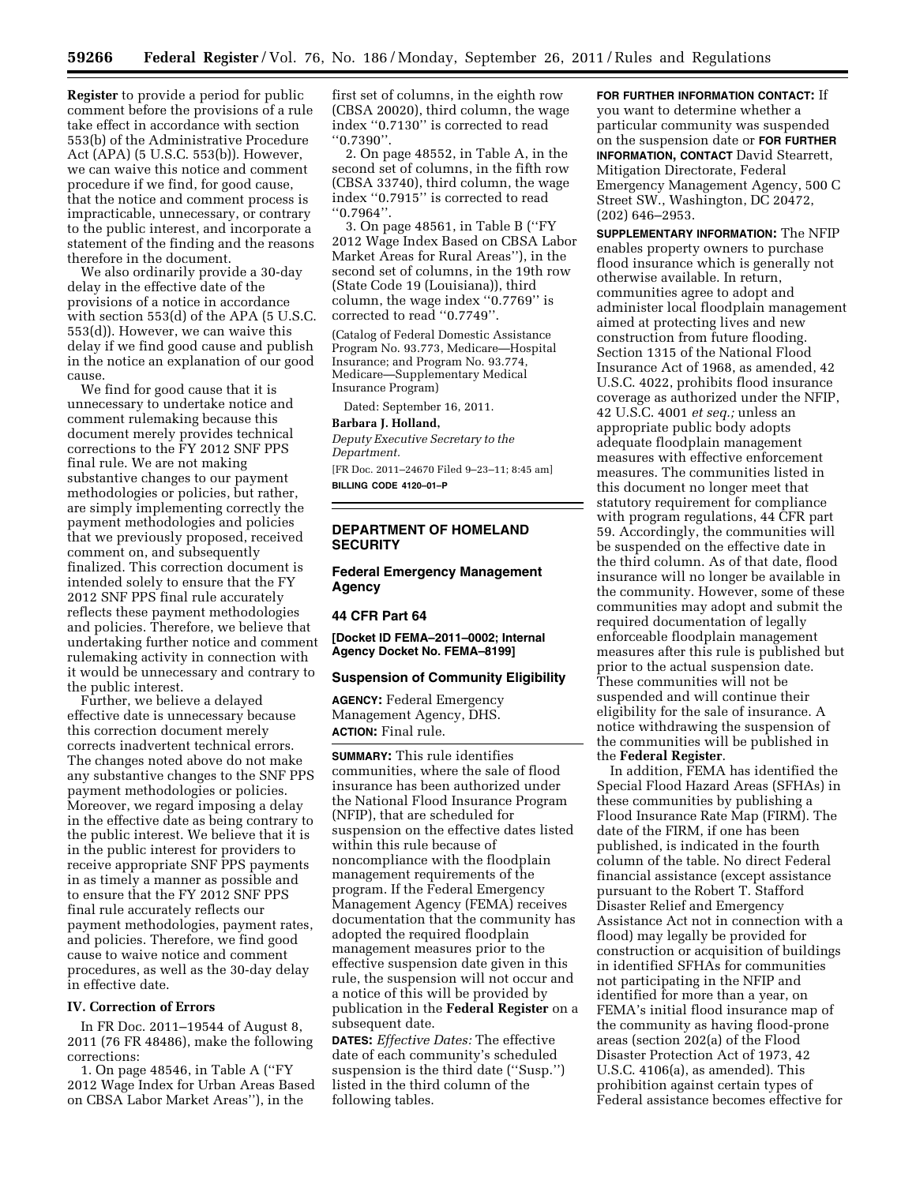**Register** to provide a period for public comment before the provisions of a rule take effect in accordance with section 553(b) of the Administrative Procedure Act (APA) (5 U.S.C. 553(b)). However, we can waive this notice and comment procedure if we find, for good cause, that the notice and comment process is impracticable, unnecessary, or contrary to the public interest, and incorporate a statement of the finding and the reasons therefore in the document.

We also ordinarily provide a 30-day delay in the effective date of the provisions of a notice in accordance with section 553(d) of the APA (5 U.S.C. 553(d)). However, we can waive this delay if we find good cause and publish in the notice an explanation of our good cause.

We find for good cause that it is unnecessary to undertake notice and comment rulemaking because this document merely provides technical corrections to the FY 2012 SNF PPS final rule. We are not making substantive changes to our payment methodologies or policies, but rather, are simply implementing correctly the payment methodologies and policies that we previously proposed, received comment on, and subsequently finalized. This correction document is intended solely to ensure that the FY 2012 SNF PPS final rule accurately reflects these payment methodologies and policies. Therefore, we believe that undertaking further notice and comment rulemaking activity in connection with it would be unnecessary and contrary to the public interest.

Further, we believe a delayed effective date is unnecessary because this correction document merely corrects inadvertent technical errors. The changes noted above do not make any substantive changes to the SNF PPS payment methodologies or policies. Moreover, we regard imposing a delay in the effective date as being contrary to the public interest. We believe that it is in the public interest for providers to receive appropriate SNF PPS payments in as timely a manner as possible and to ensure that the FY 2012 SNF PPS final rule accurately reflects our payment methodologies, payment rates, and policies. Therefore, we find good cause to waive notice and comment procedures, as well as the 30-day delay in effective date.

### IV. Correction of Errors

In FR Doc. 2011–19544 of August 8, 2011 (76 FR 48486), make the following corrections:

1. On page 48546, in Table A (''FY 2012 Wage Index for Urban Areas Based on CBSA Labor Market Areas''), in the first set of columns, in the eighth row (CBSA 20020), third column, the wage index ''0.7130'' is corrected to read ''0.7390''.

2. On page 48552, in Table A, in the second set of columns, in the fifth row (CBSA 33740), third column, the wage index ''0.7915'' is corrected to read ''0.7964''.

3. On page 48561, in Table B (''FY 2012 Wage Index Based on CBSA Labor Market Areas for Rural Areas''), in the second set of columns, in the 19th row (State Code 19 (Louisiana)), third column, the wage index ''0.7769'' is corrected to read ''0.7749''.

(Catalog of Federal Domestic Assistance Program No. 93.773, Medicare—Hospital Insurance; and Program No. 93.774, Medicare—Supplementary Medical Insurance Program)

Dated: September 16, 2011.

**Barbara J. Holland,**

*Deputy Executive Secretary to the Department.*

[FR Doc. 2011–24670 Filed 9–23–11; 8:45 am]

**BILLING CODE 4120–01–P**

## DEPARTMENT OF HOMELAND SECURITY

### Federal Emergency Management Agency

### 44 CFR Part 64

**[Docket ID FEMA–2011–0002; Internal Agency Docket No. FEMA–8199]**

### Suspension of Community Eligibility

**AGENCY:** Federal Emergency Management Agency, DHS.

**ACTION:** Final rule.

**SUMMARY:** This rule identifies communities, where the sale of flood insurance has been authorized under the National Flood Insurance Program (NFIP), that are scheduled for suspension on the effective dates listed within this rule because of noncompliance with the floodplain management requirements of the program. If the Federal Emergency Management Agency (FEMA) receives documentation that the community has adopted the required floodplain management measures prior to the effective suspension date given in this rule, the suspension will not occur and a notice of this will be provided by publication in the **Federal Register** on a subsequent date.

**DATES:** *Effective Dates:* The effective date of each community's scheduled suspension is the third date (''Susp.'') listed in the third column of the following tables.

**FOR FURTHER INFORMATION CONTACT:** If you want to determine whether a particular community was suspended on the suspension date or **FOR FURTHER INFORMATION, CONTACT** David Stearrett, Mitigation Directorate, Federal Emergency Management Agency, 500 C Street SW., Washington, DC 20472, (202) 646–2953.

**SUPPLEMENTARY INFORMATION:** The NFIP enables property owners to purchase flood insurance which is generally not otherwise available. In return, communities agree to adopt and administer local floodplain management aimed at protecting lives and new construction from future flooding. Section 1315 of the National Flood Insurance Act of 1968, as amended, 42 U.S.C. 4022, prohibits flood insurance coverage as authorized under the NFIP, 42 U.S.C. 4001 *et seq.;* unless an appropriate public body adopts adequate floodplain management measures with effective enforcement measures. The communities listed in this document no longer meet that statutory requirement for compliance with program regulations, 44 CFR part 59. Accordingly, the communities will be suspended on the effective date in the third column. As of that date, flood insurance will no longer be available in the community. However, some of these communities may adopt and submit the required documentation of legally enforceable floodplain management measures after this rule is published but prior to the actual suspension date. These communities will not be suspended and will continue their eligibility for the sale of insurance. A notice withdrawing the suspension of the communities will be published in the **Federal Register**.

In addition, FEMA has identified the Special Flood Hazard Areas (SFHAs) in these communities by publishing a Flood Insurance Rate Map (FIRM). The date of the FIRM, if one has been published, is indicated in the fourth column of the table. No direct Federal financial assistance (except assistance pursuant to the Robert T. Stafford Disaster Relief and Emergency Assistance Act not in connection with a flood) may legally be provided for construction or acquisition of buildings in identified SFHAs for communities not participating in the NFIP and identified for more than a year, on FEMA's initial flood insurance map of the community as having flood-prone areas (section 202(a) of the Flood Disaster Protection Act of 1973, 42 U.S.C. 4106(a), as amended). This prohibition against certain types of Federal assistance becomes effective for